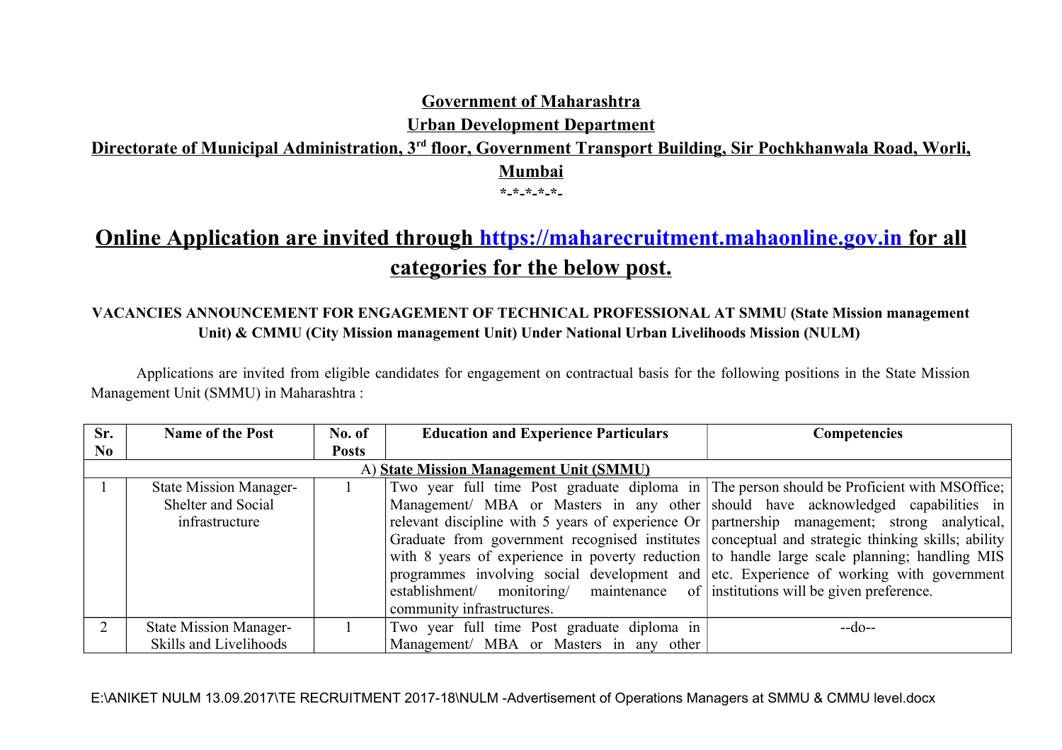**Government of Maharashtra**

**Urban Development Department**

**Directorate of Municipal Administration, 3rd floor, Government Transport Building, Sir Pochkhanwala Road, Worli, Mumbai**

*-*-*-*-*-

# Online Application are invited through [https://maharecruitment.mahaonline.gov.in](https://maharecruitment.mahaonline.gov.in) for all categories for the below post.

**VACANCIES ANNOUNCEMENT FOR ENGAGEMENT OF TECHNICAL PROFESSIONAL AT SMMU (State Mission management Unit) & CMMU (City Mission management Unit) Under National Urban Livelihoods Mission (NULM)**

Applications are invited from eligible candidates for engagement on contractual basis for the following positions in the State Mission Management Unit (SMMU) in Maharashtra :

| Sr. No | Name of the Post | No. of Posts | Education and Experience Particulars | Competencies |
|---|---|---|---|---|
| A) **State Mission Management Unit (SMMU)** | | | | |
| 1 | State Mission Manager- Shelter and Social infrastructure | 1 | Two year full time Post graduate diploma in Management/ MBA or Masters in any other relevant discipline with 5 years of experience Or Graduate from government recognised institutes with 8 years of experience in poverty reduction programmes involving social development and establishment/ monitoring/ maintenance of community infrastructures. | The person should be Proficient with MSOffice; should have acknowledged capabilities in partnership management; strong analytical, conceptual and strategic thinking skills; ability to handle large scale planning; handling MIS etc. Experience of working with government institutions will be given preference. |
| 2 | State Mission Manager- Skills and Livelihoods | 1 | Two year full time Post graduate diploma in Management/ MBA or Masters in any other | --do-- |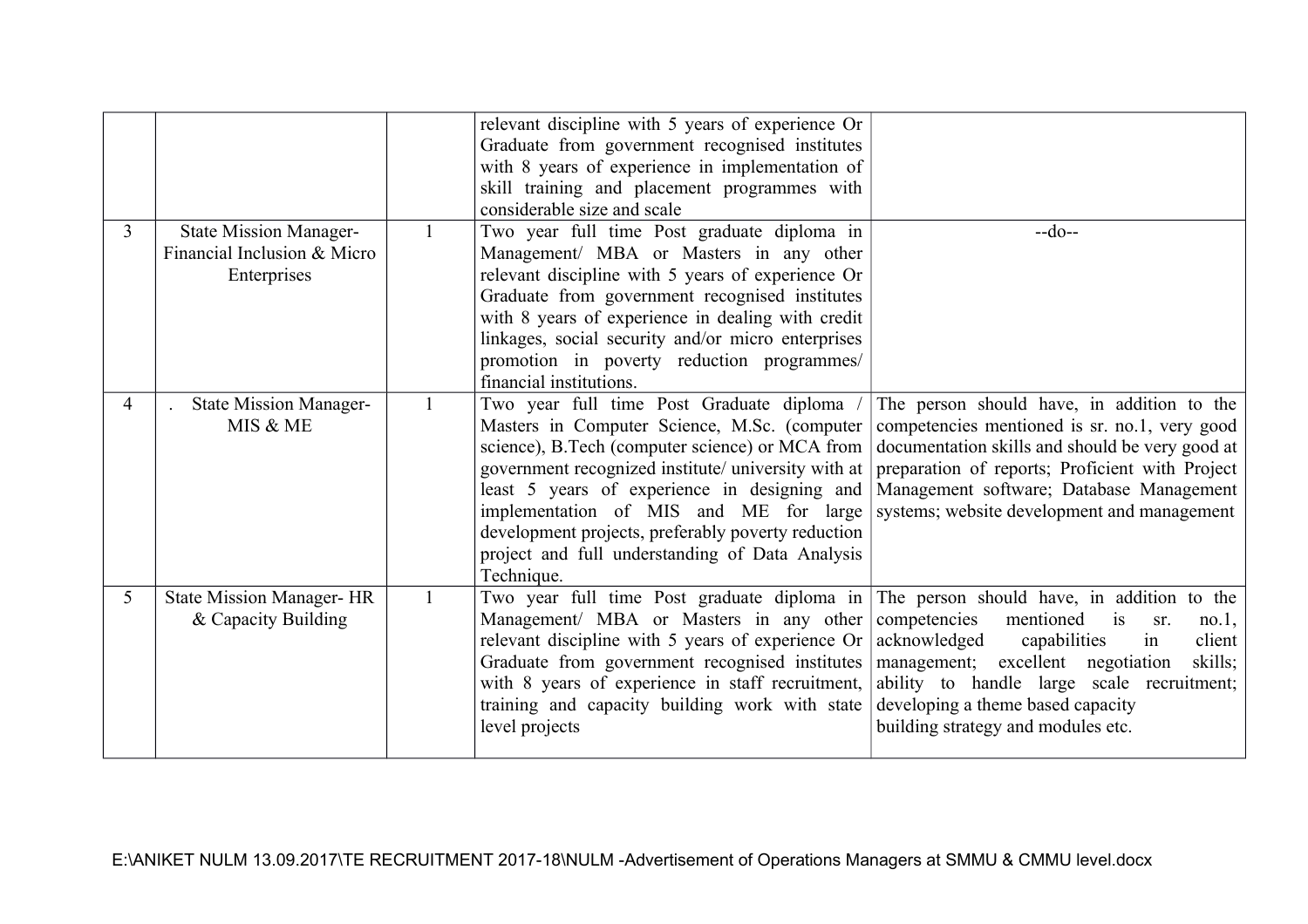| | | | | |
|---|---|---|---|---|
| | | | relevant discipline with 5 years of experience Or Graduate from government recognised institutes with 8 years of experience in implementation of skill training and placement programmes with considerable size and scale | |
| 3 | State Mission Manager- Financial Inclusion & Micro Enterprises | 1 | Two year full time Post graduate diploma in Management/ MBA or Masters in any other relevant discipline with 5 years of experience Or Graduate from government recognised institutes with 8 years of experience in dealing with credit linkages, social security and/or micro enterprises promotion in poverty reduction programmes/ financial institutions. | --do-- |
| 4 | . State Mission Manager- MIS & ME | 1 | Two year full time Post Graduate diploma / Masters in Computer Science, M.Sc. (computer science), B.Tech (computer science) or MCA from government recognized institute/ university with at least 5 years of experience in designing and implementation of MIS and ME for large development projects, preferably poverty reduction project and full understanding of Data Analysis Technique. | The person should have, in addition to the competencies mentioned is sr. no.1, very good documentation skills and should be very good at preparation of reports; Proficient with Project Management software; Database Management systems; website development and management |
| 5 | State Mission Manager- HR & Capacity Building | 1 | Two year full time Post graduate diploma in Management/ MBA or Masters in any other relevant discipline with 5 years of experience Or Graduate from government recognised institutes with 8 years of experience in staff recruitment, training and capacity building work with state level projects | The person should have, in addition to the competencies mentioned is sr. no.1, acknowledged capabilities in client management; excellent negotiation skills; ability to handle large scale recruitment; developing a theme based capacity building strategy and modules etc. |

E:\ANIKET NULM 13.09.2017\TE RECRUITMENT 2017-18\NULM -Advertisement of Operations Managers at SMMU & CMMU level.docx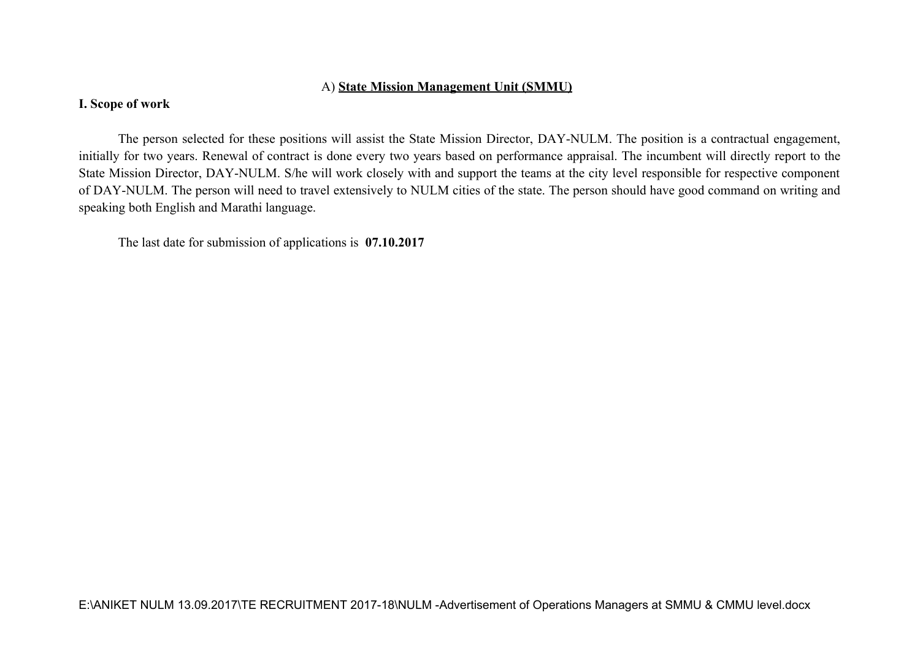## A) **State Mission Management Unit (SMMU)**

**I. Scope of work**

The person selected for these positions will assist the State Mission Director, DAY-NULM. The position is a contractual engagement, initially for two years. Renewal of contract is done every two years based on performance appraisal. The incumbent will directly report to the State Mission Director, DAY-NULM. S/he will work closely with and support the teams at the city level responsible for respective component of DAY-NULM. The person will need to travel extensively to NULM cities of the state. The person should have good command on writing and speaking both English and Marathi language.

The last date for submission of applications is **07.10.2017**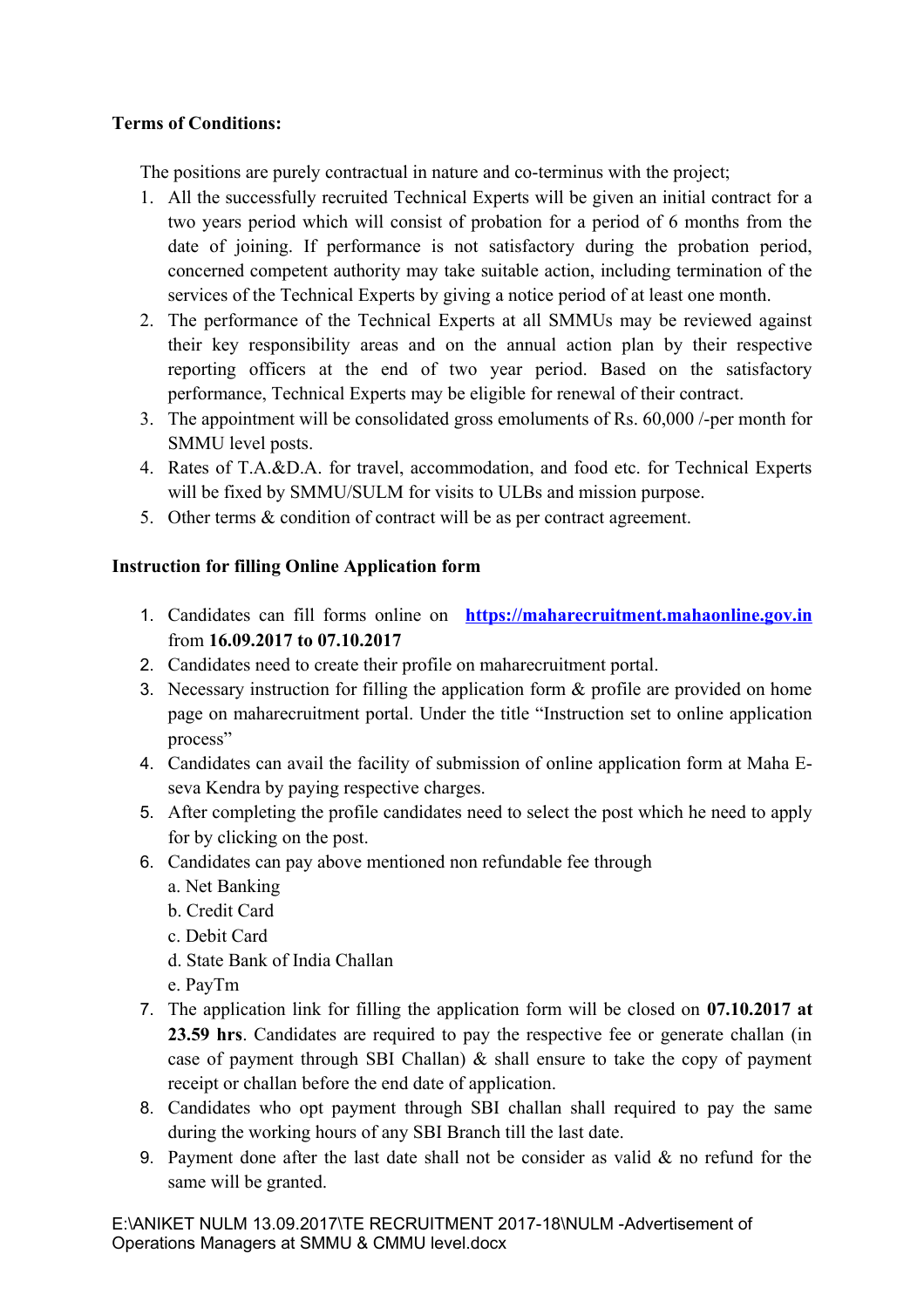**Terms of Conditions:**

The positions are purely contractual in nature and co-terminus with the project;

1. All the successfully recruited Technical Experts will be given an initial contract for a two years period which will consist of probation for a period of 6 months from the date of joining. If performance is not satisfactory during the probation period, concerned competent authority may take suitable action, including termination of the services of the Technical Experts by giving a notice period of at least one month.
2. The performance of the Technical Experts at all SMMUs may be reviewed against their key responsibility areas and on the annual action plan by their respective reporting officers at the end of two year period. Based on the satisfactory performance, Technical Experts may be eligible for renewal of their contract.
3. The appointment will be consolidated gross emoluments of Rs. 60,000 /-per month for SMMU level posts.
4. Rates of T.A.&D.A. for travel, accommodation, and food etc. for Technical Experts will be fixed by SMMU/SULM for visits to ULBs and mission purpose.
5. Other terms & condition of contract will be as per contract agreement.

**Instruction for filling Online Application form**

1. Candidates can fill forms online on **https://maharecruitment.mahaonline.gov.in** from **16.09.2017 to 07.10.2017**
2. Candidates need to create their profile on maharecruitment portal.
3. Necessary instruction for filling the application form & profile are provided on home page on maharecruitment portal. Under the title "Instruction set to online application process"
4. Candidates can avail the facility of submission of online application form at Maha E-seva Kendra by paying respective charges.
5. After completing the profile candidates need to select the post which he need to apply for by clicking on the post.
6. Candidates can pay above mentioned non refundable fee through
   a. Net Banking
   b. Credit Card
   c. Debit Card
   d. State Bank of India Challan
   e. PayTm
7. The application link for filling the application form will be closed on **07.10.2017 at 23.59 hrs**. Candidates are required to pay the respective fee or generate challan (in case of payment through SBI Challan) & shall ensure to take the copy of payment receipt or challan before the end date of application.
8. Candidates who opt payment through SBI challan shall required to pay the same during the working hours of any SBI Branch till the last date.
9. Payment done after the last date shall not be consider as valid & no refund for the same will be granted.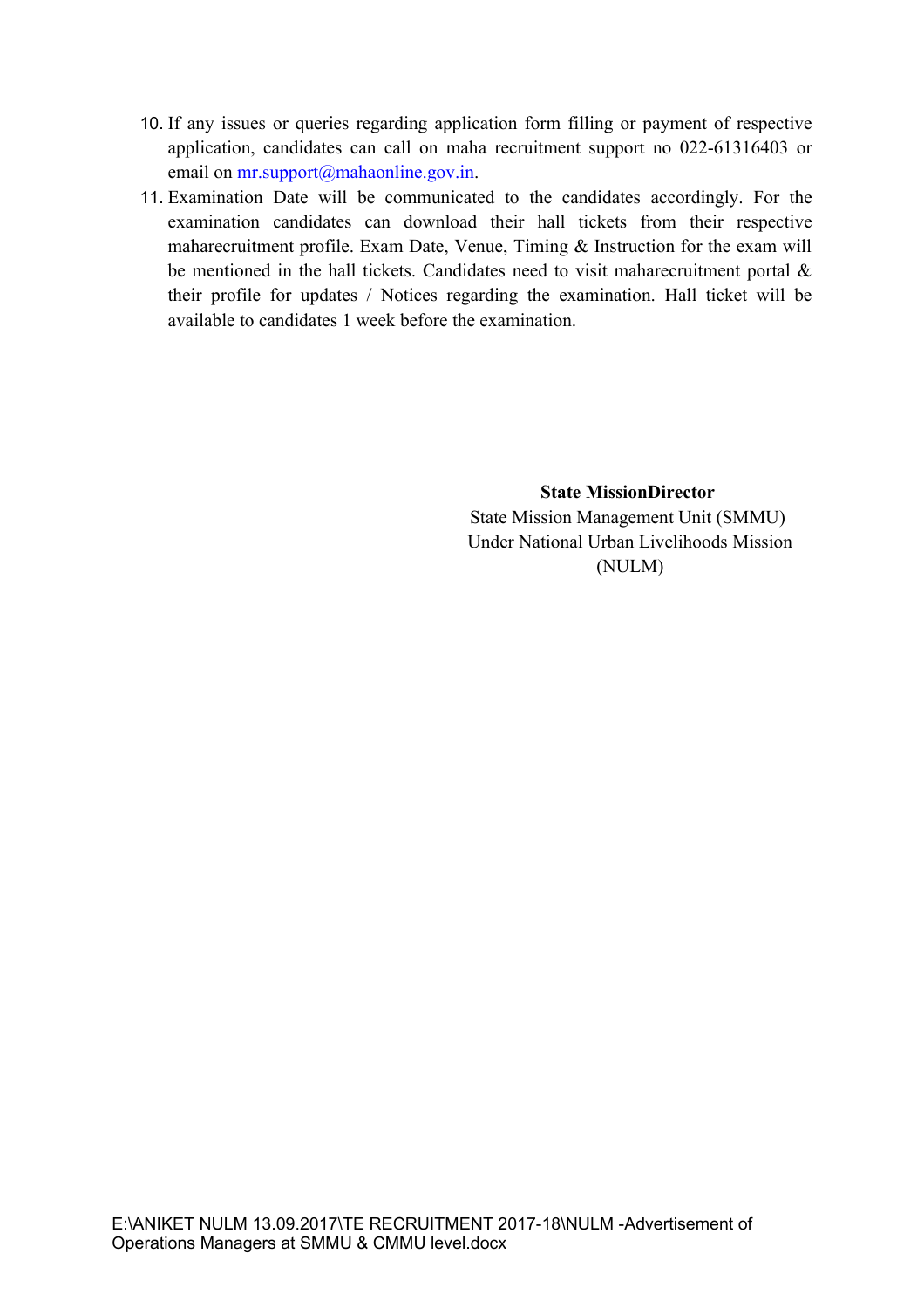10. If any issues or queries regarding application form filling or payment of respective application, candidates can call on maha recruitment support no 022-61316403 or email on mr.support@mahaonline.gov.in.
11. Examination Date will be communicated to the candidates accordingly. For the examination candidates can download their hall tickets from their respective maharecruitment profile. Exam Date, Venue, Timing & Instruction for the exam will be mentioned in the hall tickets. Candidates need to visit maharecruitment portal & their profile for updates / Notices regarding the examination. Hall ticket will be available to candidates 1 week before the examination.

**State MissionDirector**
State Mission Management Unit (SMMU)
Under National Urban Livelihoods Mission (NULM)

E:\ANIKET NULM 13.09.2017\TE RECRUITMENT 2017-18\NULM -Advertisement of Operations Managers at SMMU & CMMU level.docx